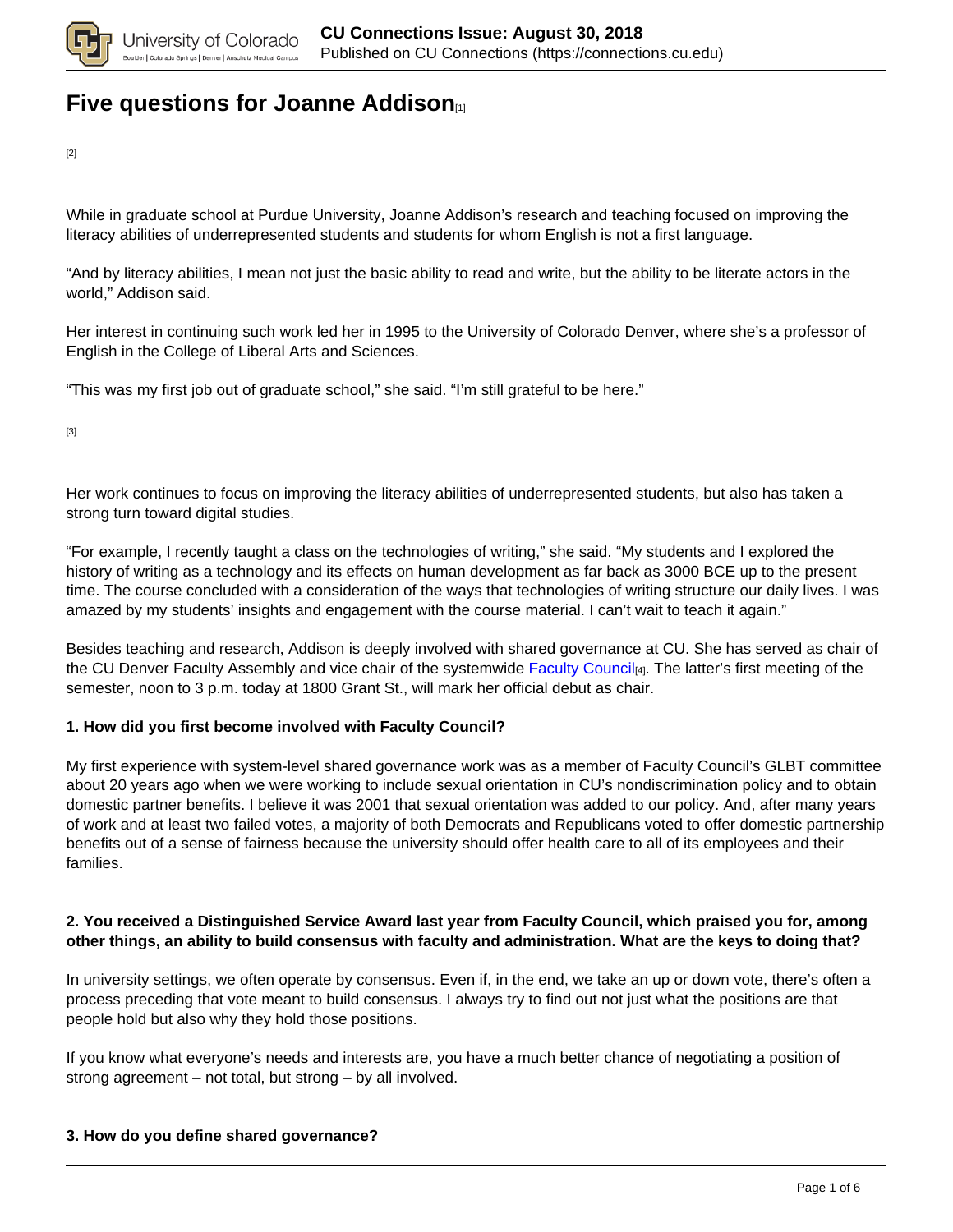# Five questions for Joanne Addison[1]

[2]

While in graduate school at Purdue University, Joanne Addison's research and teaching focused on improving the literacy abilities of underrepresented students and students for whom English is not a first language.

"And by literacy abilities, I mean not just the basic ability to read and write, but the ability to be literate actors in the world," Addison said.

Her interest in continuing such work led her in 1995 to the University of Colorado Denver, where she's a professor of English in the College of Liberal Arts and Sciences.

"This was my first job out of graduate school," she said. "I'm still grateful to be here."

[3]

Her work continues to focus on improving the literacy abilities of underrepresented students, but also has taken a strong turn toward digital studies.

"For example, I recently taught a class on the technologies of writing," she said. "My students and I explored the history of writing as a technology and its effects on human development as far back as 3000 BCE up to the present time. The course concluded with a consideration of the ways that technologies of writing structure our daily lives. I was amazed by my students' insights and engagement with the course material. I can't wait to teach it again."

Besides teaching and research, Addison is deeply involved with shared governance at CU. She has served as chair of the CU Denver Faculty Assembly and vice chair of the systemwide Faculty Council[4]. The latter's first meeting of the semester, noon to 3 p.m. today at 1800 Grant St., will mark her official debut as chair.

**1. How did you first become involved with Faculty Council?**

My first experience with system-level shared governance work was as a member of Faculty Council's GLBT committee about 20 years ago when we were working to include sexual orientation in CU's nondiscrimination policy and to obtain domestic partner benefits. I believe it was 2001 that sexual orientation was added to our policy. And, after many years of work and at least two failed votes, a majority of both Democrats and Republicans voted to offer domestic partnership benefits out of a sense of fairness because the university should offer health care to all of its employees and their families.

**2. You received a Distinguished Service Award last year from Faculty Council, which praised you for, among other things, an ability to build consensus with faculty and administration. What are the keys to doing that?**

In university settings, we often operate by consensus. Even if, in the end, we take an up or down vote, there's often a process preceding that vote meant to build consensus. I always try to find out not just what the positions are that people hold but also why they hold those positions.

If you know what everyone's needs and interests are, you have a much better chance of negotiating a position of strong agreement – not total, but strong – by all involved.

**3. How do you define shared governance?**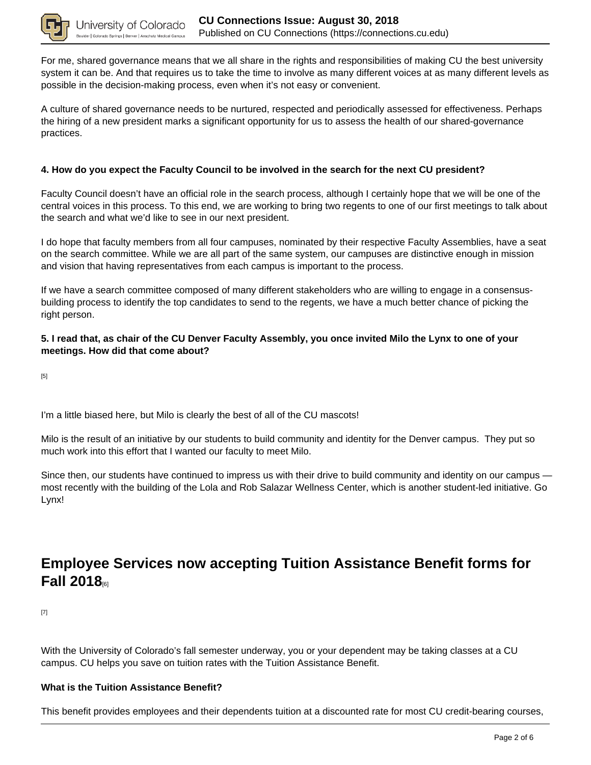For me, shared governance means that we all share in the rights and responsibilities of making CU the best university system it can be. And that requires us to take the time to involve as many different voices at as many different levels as possible in the decision-making process, even when it's not easy or convenient.

A culture of shared governance needs to be nurtured, respected and periodically assessed for effectiveness. Perhaps the hiring of a new president marks a significant opportunity for us to assess the health of our shared-governance practices.

**4. How do you expect the Faculty Council to be involved in the search for the next CU president?**

Faculty Council doesn't have an official role in the search process, although I certainly hope that we will be one of the central voices in this process. To this end, we are working to bring two regents to one of our first meetings to talk about the search and what we'd like to see in our next president.

I do hope that faculty members from all four campuses, nominated by their respective Faculty Assemblies, have a seat on the search committee. While we are all part of the same system, our campuses are distinctive enough in mission and vision that having representatives from each campus is important to the process.

If we have a search committee composed of many different stakeholders who are willing to engage in a consensus-building process to identify the top candidates to send to the regents, we have a much better chance of picking the right person.

**5. I read that, as chair of the CU Denver Faculty Assembly, you once invited Milo the Lynx to one of your meetings. How did that come about?**

[5]

I'm a little biased here, but Milo is clearly the best of all of the CU mascots!

Milo is the result of an initiative by our students to build community and identity for the Denver campus. They put so much work into this effort that I wanted our faculty to meet Milo.

Since then, our students have continued to impress us with their drive to build community and identity on our campus — most recently with the building of the Lola and Rob Salazar Wellness Center, which is another student-led initiative. Go Lynx!

## Employee Services now accepting Tuition Assistance Benefit forms for Fall 2018[6]

[7]

With the University of Colorado's fall semester underway, you or your dependent may be taking classes at a CU campus. CU helps you save on tuition rates with the Tuition Assistance Benefit.

**What is the Tuition Assistance Benefit?**

This benefit provides employees and their dependents tuition at a discounted rate for most CU credit-bearing courses,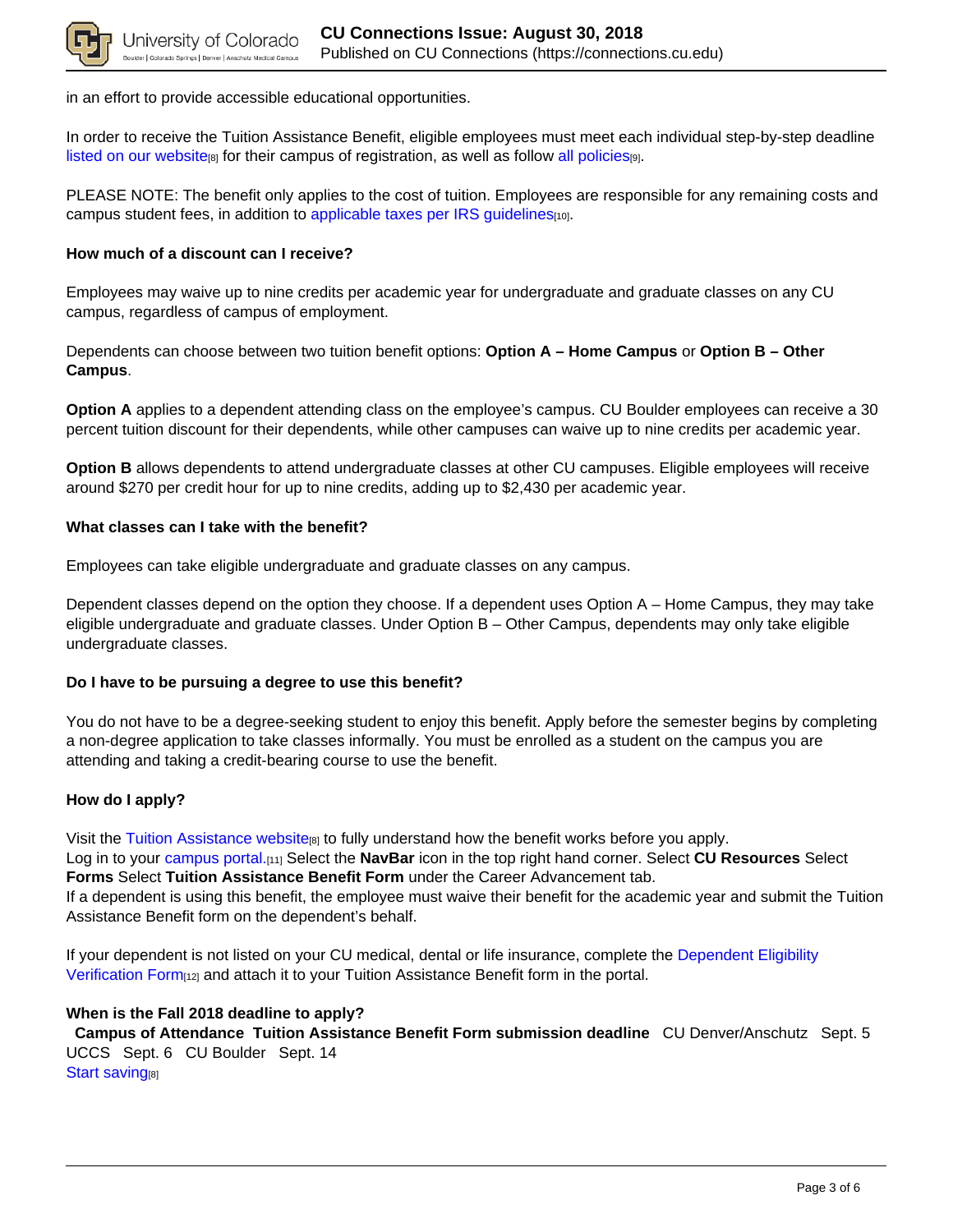in an effort to provide accessible educational opportunities.

In order to receive the Tuition Assistance Benefit, eligible employees must meet each individual step-by-step deadline listed on our website[8] for their campus of registration, as well as follow all policies[9].

PLEASE NOTE: The benefit only applies to the cost of tuition. Employees are responsible for any remaining costs and campus student fees, in addition to applicable taxes per IRS guidelines[10].

**How much of a discount can I receive?**

Employees may waive up to nine credits per academic year for undergraduate and graduate classes on any CU campus, regardless of campus of employment.

Dependents can choose between two tuition benefit options: **Option A – Home Campus** or **Option B – Other Campus**.

**Option A** applies to a dependent attending class on the employee's campus. CU Boulder employees can receive a 30 percent tuition discount for their dependents, while other campuses can waive up to nine credits per academic year.

**Option B** allows dependents to attend undergraduate classes at other CU campuses. Eligible employees will receive around $270 per credit hour for up to nine credits, adding up to $2,430 per academic year.

**What classes can I take with the benefit?**

Employees can take eligible undergraduate and graduate classes on any campus.

Dependent classes depend on the option they choose. If a dependent uses Option A – Home Campus, they may take eligible undergraduate and graduate classes. Under Option B – Other Campus, dependents may only take eligible undergraduate classes.

**Do I have to be pursuing a degree to use this benefit?**

You do not have to be a degree-seeking student to enjoy this benefit. Apply before the semester begins by completing a non-degree application to take classes informally. You must be enrolled as a student on the campus you are attending and taking a credit-bearing course to use the benefit.

**How do I apply?**

Visit the Tuition Assistance website[8] to fully understand how the benefit works before you apply.
Log in to your campus portal.[11] Select the **NavBar** icon in the top right hand corner. Select **CU Resources** Select **Forms** Select **Tuition Assistance Benefit Form** under the Career Advancement tab.
If a dependent is using this benefit, the employee must waive their benefit for the academic year and submit the Tuition Assistance Benefit form on the dependent's behalf.

If your dependent is not listed on your CU medical, dental or life insurance, complete the Dependent Eligibility Verification Form[12] and attach it to your Tuition Assistance Benefit form in the portal.

**When is the Fall 2018 deadline to apply?**

| Campus of Attendance | Tuition Assistance Benefit Form submission deadline |
| --- | --- |
| CU Denver/Anschutz | Sept. 5 |
| UCCS | Sept. 6 |
| CU Boulder | Sept. 14 |

Start saving[8]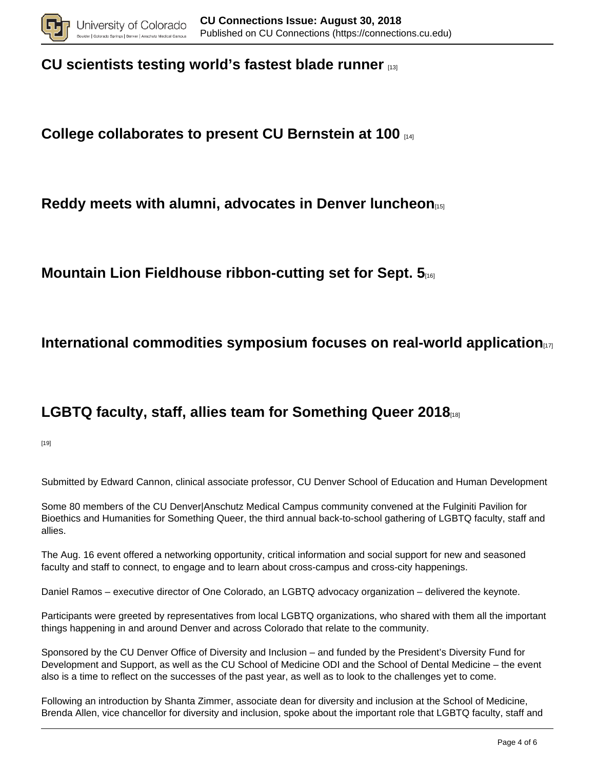## CU scientists testing world's fastest blade runner [13]

## College collaborates to present CU Bernstein at 100 [14]

## Reddy meets with alumni, advocates in Denver luncheon[15]

## Mountain Lion Fieldhouse ribbon-cutting set for Sept. 5[16]

## International commodities symposium focuses on real-world application[17]

## LGBTQ faculty, staff, allies team for Something Queer 2018[18]

[19]

Submitted by Edward Cannon, clinical associate professor, CU Denver School of Education and Human Development

Some 80 members of the CU Denver|Anschutz Medical Campus community convened at the Fulginiti Pavilion for Bioethics and Humanities for Something Queer, the third annual back-to-school gathering of LGBTQ faculty, staff and allies.

The Aug. 16 event offered a networking opportunity, critical information and social support for new and seasoned faculty and staff to connect, to engage and to learn about cross-campus and cross-city happenings.

Daniel Ramos – executive director of One Colorado, an LGBTQ advocacy organization – delivered the keynote.

Participants were greeted by representatives from local LGBTQ organizations, who shared with them all the important things happening in and around Denver and across Colorado that relate to the community.

Sponsored by the CU Denver Office of Diversity and Inclusion – and funded by the President's Diversity Fund for Development and Support, as well as the CU School of Medicine ODI and the School of Dental Medicine – the event also is a time to reflect on the successes of the past year, as well as to look to the challenges yet to come.

Following an introduction by Shanta Zimmer, associate dean for diversity and inclusion at the School of Medicine, Brenda Allen, vice chancellor for diversity and inclusion, spoke about the important role that LGBTQ faculty, staff and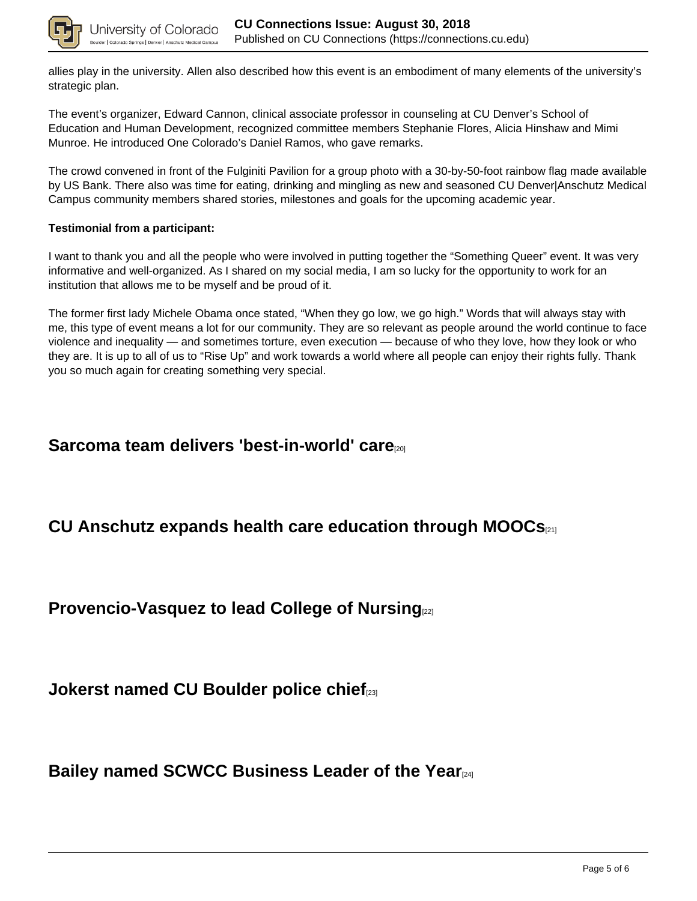allies play in the university. Allen also described how this event is an embodiment of many elements of the university's strategic plan.

The event's organizer, Edward Cannon, clinical associate professor in counseling at CU Denver's School of Education and Human Development, recognized committee members Stephanie Flores, Alicia Hinshaw and Mimi Munroe. He introduced One Colorado's Daniel Ramos, who gave remarks.

The crowd convened in front of the Fulginiti Pavilion for a group photo with a 30-by-50-foot rainbow flag made available by US Bank. There also was time for eating, drinking and mingling as new and seasoned CU Denver|Anschutz Medical Campus community members shared stories, milestones and goals for the upcoming academic year.

**Testimonial from a participant:**

I want to thank you and all the people who were involved in putting together the "Something Queer" event. It was very informative and well-organized. As I shared on my social media, I am so lucky for the opportunity to work for an institution that allows me to be myself and be proud of it.

The former first lady Michele Obama once stated, "When they go low, we go high." Words that will always stay with me, this type of event means a lot for our community. They are so relevant as people around the world continue to face violence and inequality — and sometimes torture, even execution — because of who they love, how they look or who they are. It is up to all of us to "Rise Up" and work towards a world where all people can enjoy their rights fully. Thank you so much again for creating something very special.

## Sarcoma team delivers 'best-in-world' care[20]

## CU Anschutz expands health care education through MOOCs[21]

## Provencio-Vasquez to lead College of Nursing[22]

## Jokerst named CU Boulder police chief[23]

## Bailey named SCWCC Business Leader of the Year[24]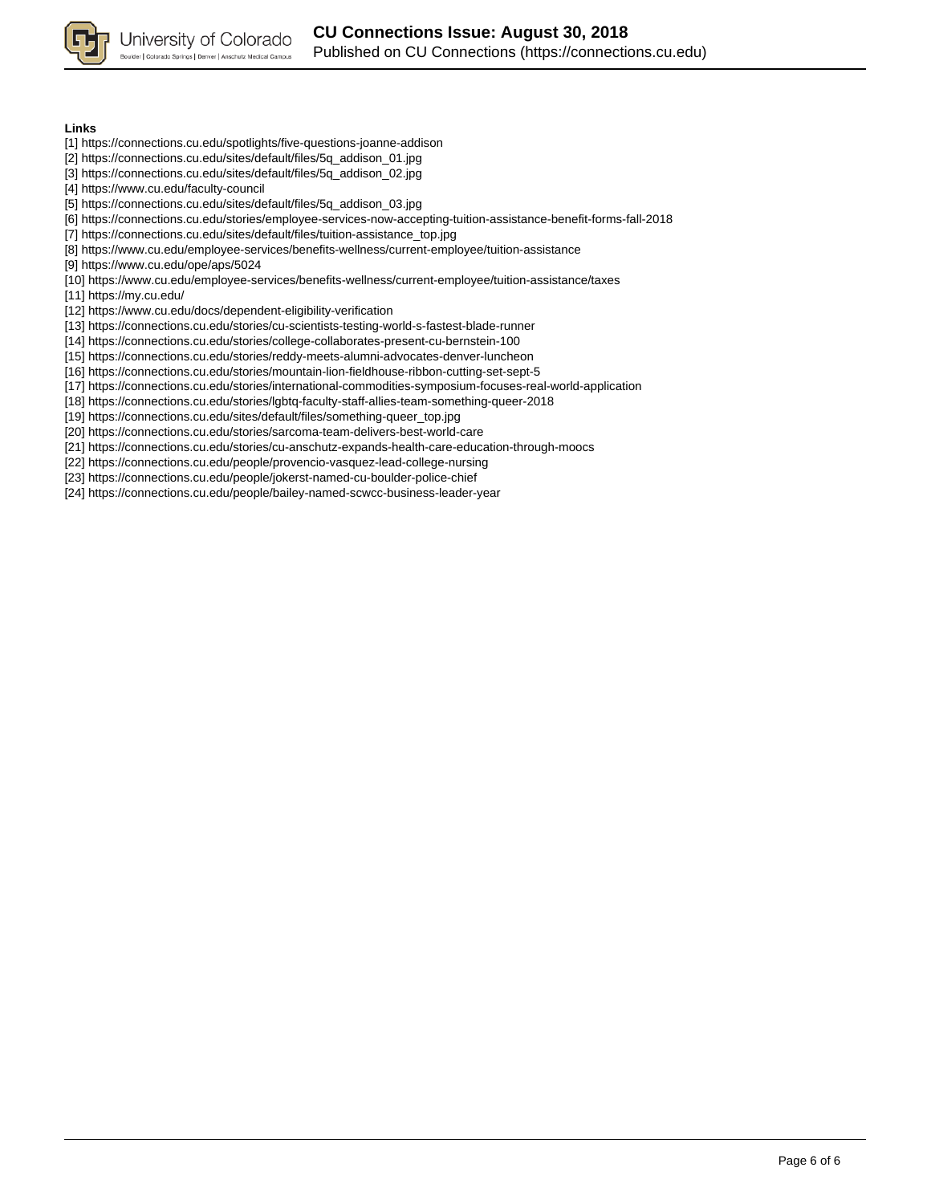**Links**

[1] https://connections.cu.edu/spotlights/five-questions-joanne-addison
[2] https://connections.cu.edu/sites/default/files/5q_addison_01.jpg
[3] https://connections.cu.edu/sites/default/files/5q_addison_02.jpg
[4] https://www.cu.edu/faculty-council
[5] https://connections.cu.edu/sites/default/files/5q_addison_03.jpg
[6] https://connections.cu.edu/stories/employee-services-now-accepting-tuition-assistance-benefit-forms-fall-2018
[7] https://connections.cu.edu/sites/default/files/tuition-assistance_top.jpg
[8] https://www.cu.edu/employee-services/benefits-wellness/current-employee/tuition-assistance
[9] https://www.cu.edu/ope/aps/5024
[10] https://www.cu.edu/employee-services/benefits-wellness/current-employee/tuition-assistance/taxes
[11] https://my.cu.edu/
[12] https://www.cu.edu/docs/dependent-eligibility-verification
[13] https://connections.cu.edu/stories/cu-scientists-testing-world-s-fastest-blade-runner
[14] https://connections.cu.edu/stories/college-collaborates-present-cu-bernstein-100
[15] https://connections.cu.edu/stories/reddy-meets-alumni-advocates-denver-luncheon
[16] https://connections.cu.edu/stories/mountain-lion-fieldhouse-ribbon-cutting-set-sept-5
[17] https://connections.cu.edu/stories/international-commodities-symposium-focuses-real-world-application
[18] https://connections.cu.edu/stories/lgbtq-faculty-staff-allies-team-something-queer-2018
[19] https://connections.cu.edu/sites/default/files/something-queer_top.jpg
[20] https://connections.cu.edu/stories/sarcoma-team-delivers-best-world-care
[21] https://connections.cu.edu/stories/cu-anschutz-expands-health-care-education-through-moocs
[22] https://connections.cu.edu/people/provencio-vasquez-lead-college-nursing
[23] https://connections.cu.edu/people/jokerst-named-cu-boulder-police-chief
[24] https://connections.cu.edu/people/bailey-named-scwcc-business-leader-year